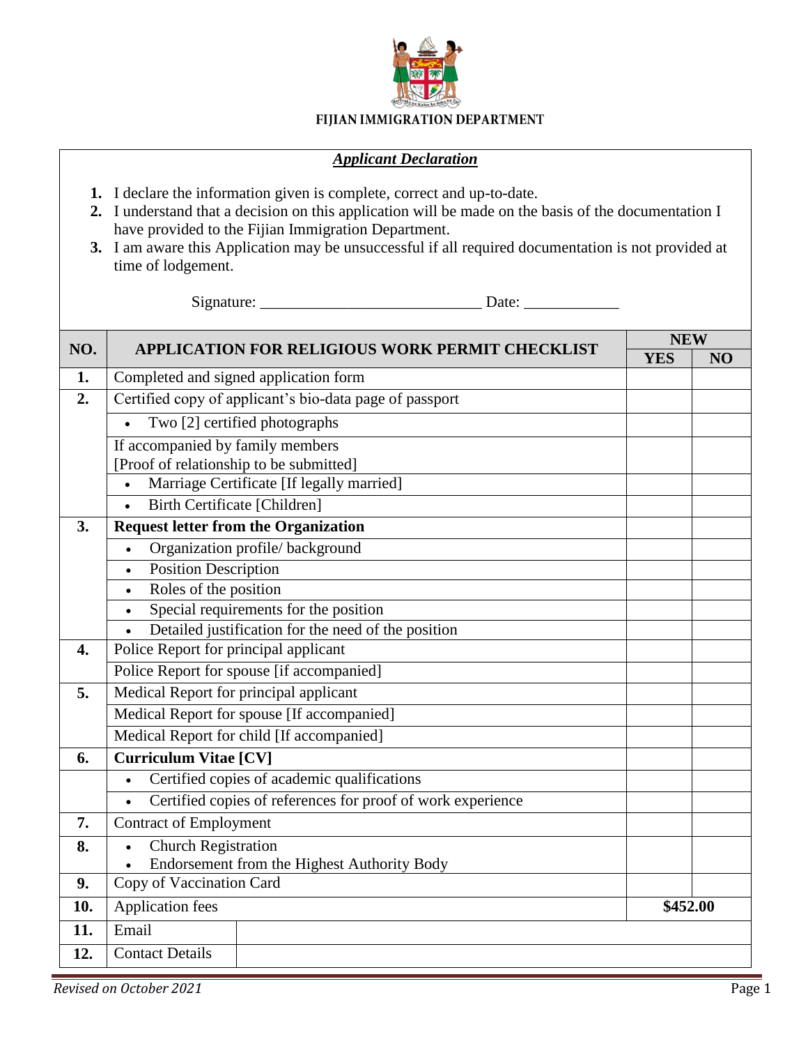**FIJIAN IMMIGRATION DEPARTMENT**

***Applicant Declaration***

1. I declare the information given is complete, correct and up-to-date.
2. I understand that a decision on this application will be made on the basis of the documentation I have provided to the Fijian Immigration Department.
3. I am aware this Application may be unsuccessful if all required documentation is not provided at time of lodgement.

Signature: ___________________________ Date: ____________

| NO. | APPLICATION FOR RELIGIOUS WORK PERMIT CHECKLIST | NEW | |
|---|---|---|---|
| | | YES | NO |
| 1. | Completed and signed application form | | |
| 2. | Certified copy of applicant's bio-data page of passport | | |
| | • Two [2] certified photographs | | |
| | If accompanied by family members [Proof of relationship to be submitted] | | |
| | • Marriage Certificate [If legally married] | | |
| | • Birth Certificate [Children] | | |
| 3. | **Request letter from the Organization** | | |
| | • Organization profile/ background | | |
| | • Position Description | | |
| | • Roles of the position | | |
| | • Special requirements for the position | | |
| | • Detailed justification for the need of the position | | |
| 4. | Police Report for principal applicant | | |
| | Police Report for spouse [if accompanied] | | |
| 5. | Medical Report for principal applicant | | |
| | Medical Report for spouse [If accompanied] | | |
| | Medical Report for child [If accompanied] | | |
| 6. | **Curriculum Vitae [CV]** | | |
| | • Certified copies of academic qualifications | | |
| | • Certified copies of references for proof of work experience | | |
| 7. | Contract of Employment | | |
| 8. | • Church Registration<br>• Endorsement from the Highest Authority Body | | |
| 9. | Copy of Vaccination Card | | |
| 10. | Application fees | $452.00 | |
| 11. | Email | | |
| 12. | Contact Details | | |

*Revised on October 2021*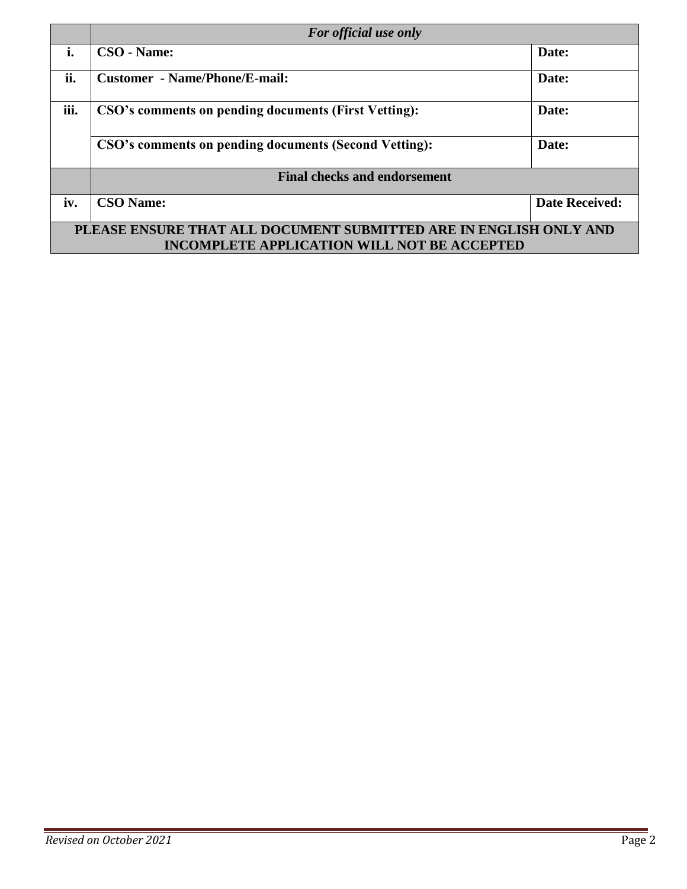| | *For official use only* | |
|---|---|---|
| **i.** | **CSO - Name:** | **Date:** |
| **ii.** | **Customer - Name/Phone/E-mail:** | **Date:** |
| **iii.** | **CSO's comments on pending documents (First Vetting):** | **Date:** |
| | **CSO's comments on pending documents (Second Vetting):** | **Date:** |
| | **Final checks and endorsement** | |
| **iv.** | **CSO Name:** | **Date Received:** |
| **PLEASE ENSURE THAT ALL DOCUMENT SUBMITTED ARE IN ENGLISH ONLY AND INCOMPLETE APPLICATION WILL NOT BE ACCEPTED** | | |

*Revised on October 2021*